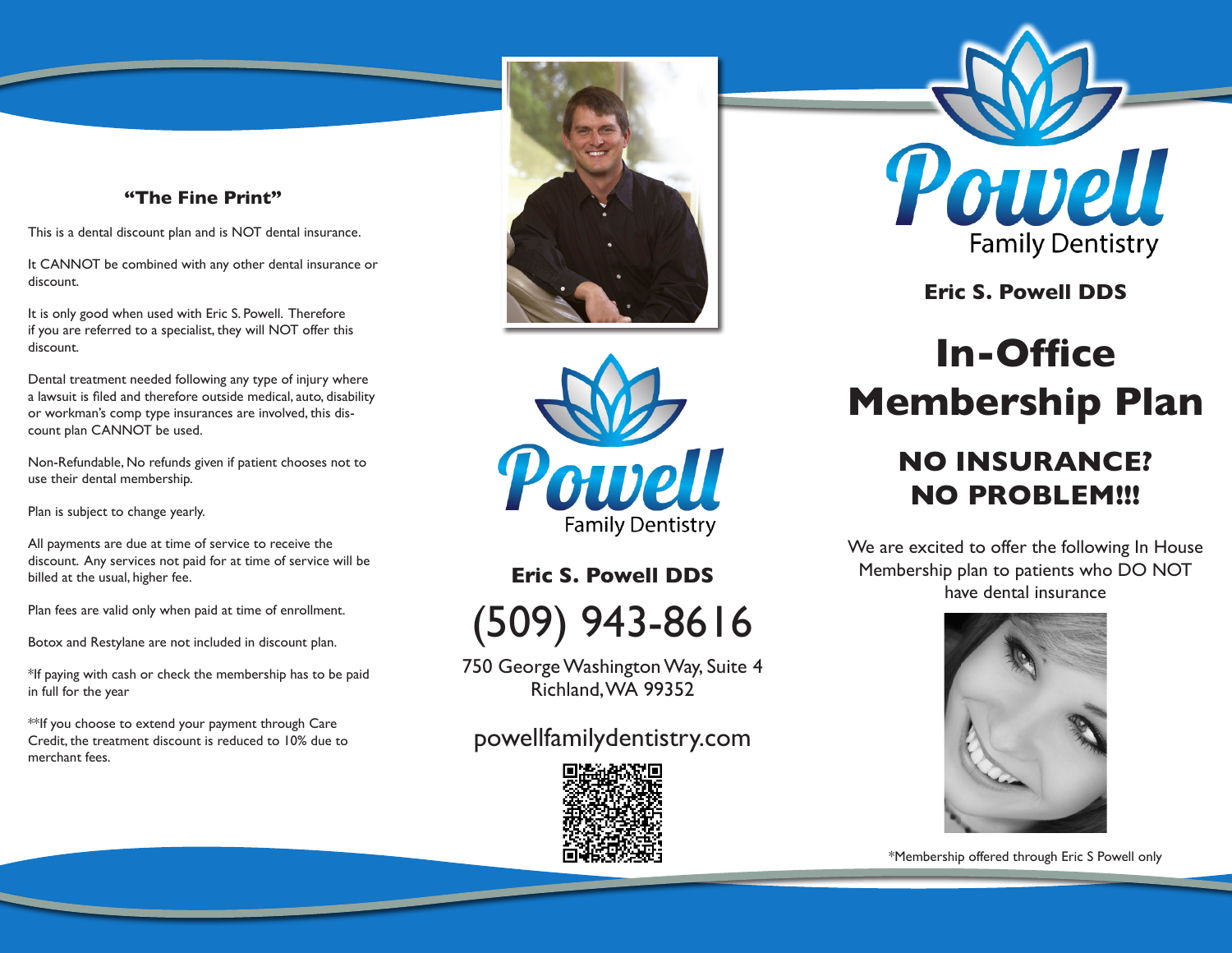## "The Fine Print"

This is a dental discount plan and is NOT dental insurance.

It CANNOT be combined with any other dental insurance or discount.

It is only good when used with Eric S. Powell. Therefore if you are referred to a specialist, they will NOT offer this discount.

Dental treatment needed following any type of injury where a lawsuit is filed and therefore outside medical, auto, disability or workman's comp type insurances are involved, this discount plan CANNOT be used.

Non-Refundable, No refunds given if patient chooses not to use their dental membership.

Plan is subject to change yearly.

All payments are due at time of service to receive the discount. Any services not paid for at time of service will be billed at the usual, higher fee.

Plan fees are valid only when paid at time of enrollment.

Botox and Restylane are not included in discount plan.

*If paying with cash or check the membership has to be paid in full for the year

**If you choose to extend your payment through Care Credit, the treatment discount is reduced to 10% due to merchant fees.

Powell Family Dentistry

**Eric S. Powell DDS**

(509) 943-8616

750 George Washington Way, Suite 4
Richland, WA 99352

powellfamilydentistry.com

Powell Family Dentistry

**Eric S. Powell DDS**

# In-Office Membership Plan

## NO INSURANCE? NO PROBLEM!!!

We are excited to offer the following In House Membership plan to patients who DO NOT have dental insurance

*Membership offered through Eric S Powell only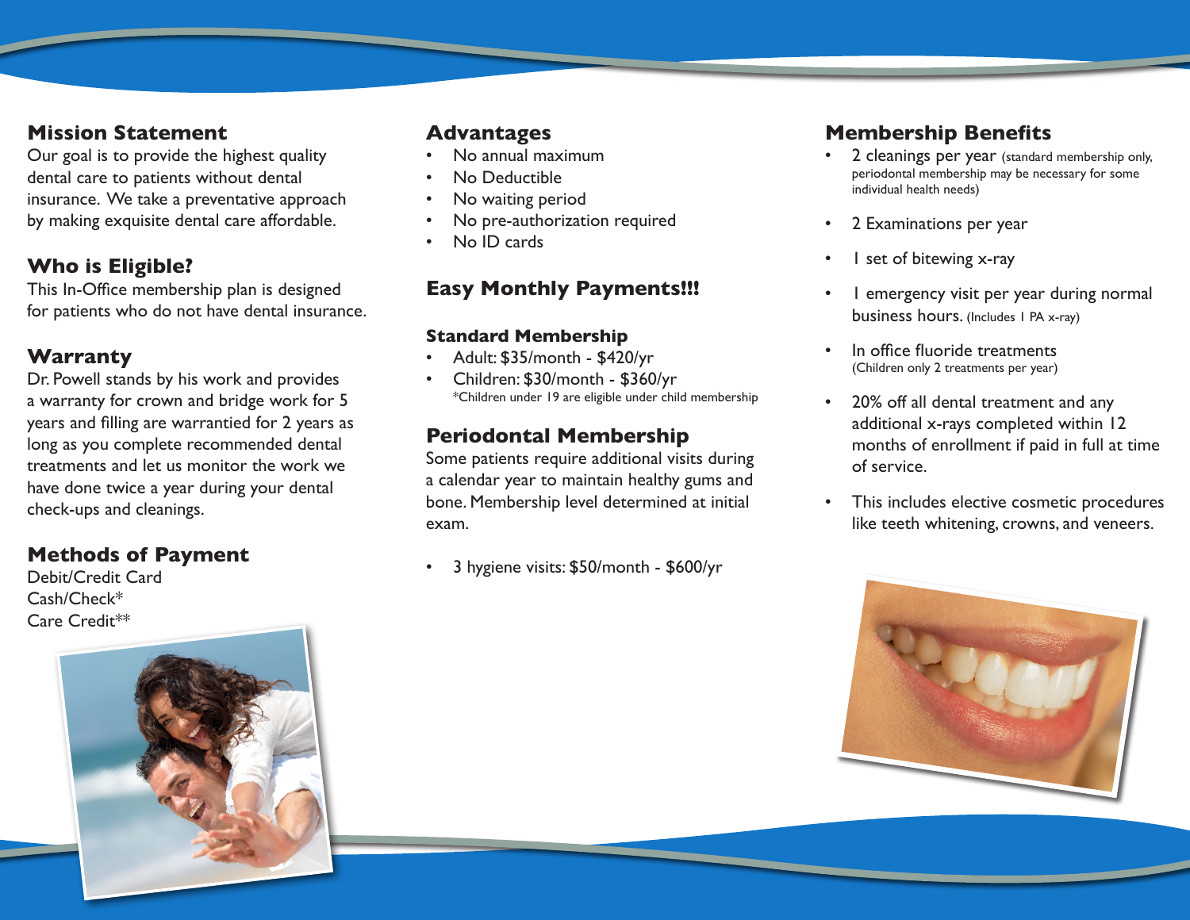## Mission Statement

Our goal is to provide the highest quality dental care to patients without dental insurance. We take a preventative approach by making exquisite dental care affordable.

## Who is Eligible?

This In-Office membership plan is designed for patients who do not have dental insurance.

## Warranty

Dr. Powell stands by his work and provides a warranty for crown and bridge work for 5 years and filling are warrantied for 2 years as long as you complete recommended dental treatments and let us monitor the work we have done twice a year during your dental check-ups and cleanings.

## Methods of Payment

Debit/Credit Card
Cash/Check*
Care Credit**

## Advantages

- No annual maximum
- No Deductible
- No waiting period
- No pre-authorization required
- No ID cards

## Easy Monthly Payments!!!

### Standard Membership

- Adult: $35/month - $420/yr
- Children: $30/month - $360/yr
  *Children under 19 are eligible under child membership

### Periodontal Membership

Some patients require additional visits during a calendar year to maintain healthy gums and bone. Membership level determined at initial exam.

- 3 hygiene visits: $50/month - $600/yr

## Membership Benefits

- 2 cleanings per year (standard membership only, periodontal membership may be necessary for some individual health needs)
- 2 Examinations per year
- 1 set of bitewing x-ray
- 1 emergency visit per year during normal business hours. (Includes 1 PA x-ray)
- In office fluoride treatments (Children only 2 treatments per year)
- 20% off all dental treatment and any additional x-rays completed within 12 months of enrollment if paid in full at time of service.
- This includes elective cosmetic procedures like teeth whitening, crowns, and veneers.